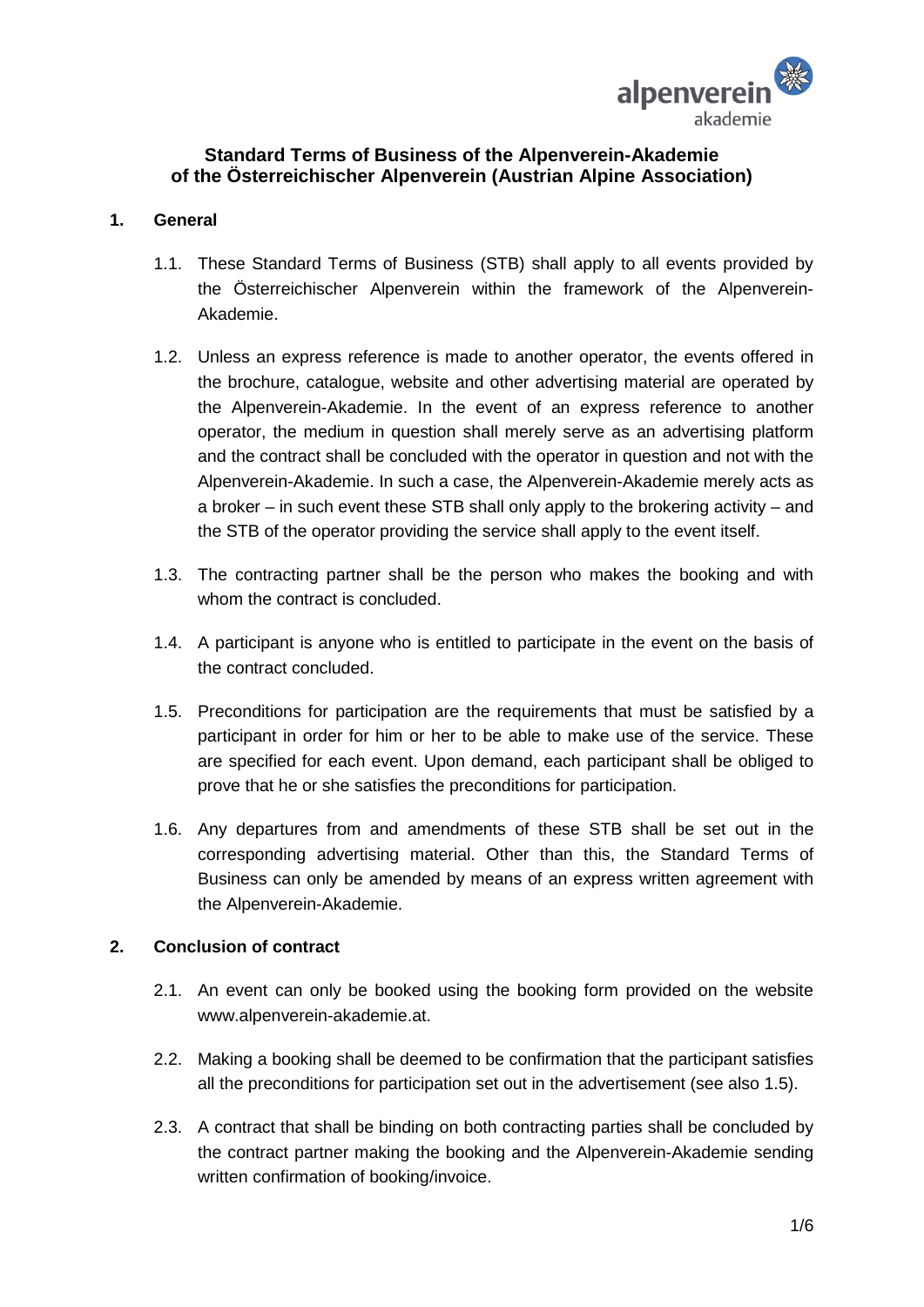# Standard Terms of Business of the Alpenverein-Akademie of the Österreichischer Alpenverein (Austrian Alpine Association)

## 1. General

1.1. These Standard Terms of Business (STB) shall apply to all events provided by the Österreichischer Alpenverein within the framework of the Alpenverein-Akademie.

1.2. Unless an express reference is made to another operator, the events offered in the brochure, catalogue, website and other advertising material are operated by the Alpenverein-Akademie. In the event of an express reference to another operator, the medium in question shall merely serve as an advertising platform and the contract shall be concluded with the operator in question and not with the Alpenverein-Akademie. In such a case, the Alpenverein-Akademie merely acts as a broker – in such event these STB shall only apply to the brokering activity – and the STB of the operator providing the service shall apply to the event itself.

1.3. The contracting partner shall be the person who makes the booking and with whom the contract is concluded.

1.4. A participant is anyone who is entitled to participate in the event on the basis of the contract concluded.

1.5. Preconditions for participation are the requirements that must be satisfied by a participant in order for him or her to be able to make use of the service. These are specified for each event. Upon demand, each participant shall be obliged to prove that he or she satisfies the preconditions for participation.

1.6. Any departures from and amendments of these STB shall be set out in the corresponding advertising material. Other than this, the Standard Terms of Business can only be amended by means of an express written agreement with the Alpenverein-Akademie.

## 2. Conclusion of contract

2.1. An event can only be booked using the booking form provided on the website www.alpenverein-akademie.at.

2.2. Making a booking shall be deemed to be confirmation that the participant satisfies all the preconditions for participation set out in the advertisement (see also 1.5).

2.3. A contract that shall be binding on both contracting parties shall be concluded by the contract partner making the booking and the Alpenverein-Akademie sending written confirmation of booking/invoice.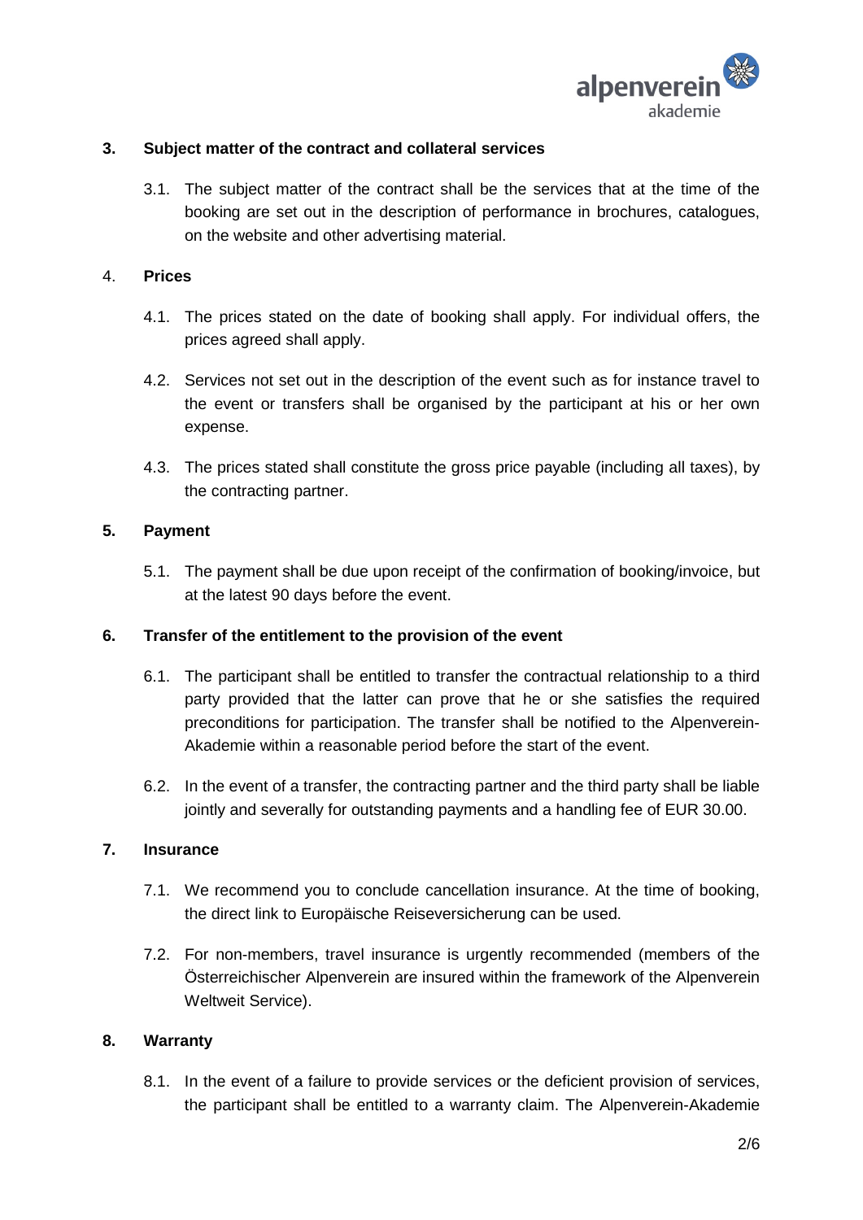## 3. Subject matter of the contract and collateral services

3.1. The subject matter of the contract shall be the services that at the time of the booking are set out in the description of performance in brochures, catalogues, on the website and other advertising material.

## 4. Prices

4.1. The prices stated on the date of booking shall apply. For individual offers, the prices agreed shall apply.

4.2. Services not set out in the description of the event such as for instance travel to the event or transfers shall be organised by the participant at his or her own expense.

4.3. The prices stated shall constitute the gross price payable (including all taxes), by the contracting partner.

## 5. Payment

5.1. The payment shall be due upon receipt of the confirmation of booking/invoice, but at the latest 90 days before the event.

## 6. Transfer of the entitlement to the provision of the event

6.1. The participant shall be entitled to transfer the contractual relationship to a third party provided that the latter can prove that he or she satisfies the required preconditions for participation. The transfer shall be notified to the Alpenverein-Akademie within a reasonable period before the start of the event.

6.2. In the event of a transfer, the contracting partner and the third party shall be liable jointly and severally for outstanding payments and a handling fee of EUR 30.00.

## 7. Insurance

7.1. We recommend you to conclude cancellation insurance. At the time of booking, the direct link to Europäische Reiseversicherung can be used.

7.2. For non-members, travel insurance is urgently recommended (members of the Österreichischer Alpenverein are insured within the framework of the Alpenverein Weltweit Service).

## 8. Warranty

8.1. In the event of a failure to provide services or the deficient provision of services, the participant shall be entitled to a warranty claim. The Alpenverein-Akademie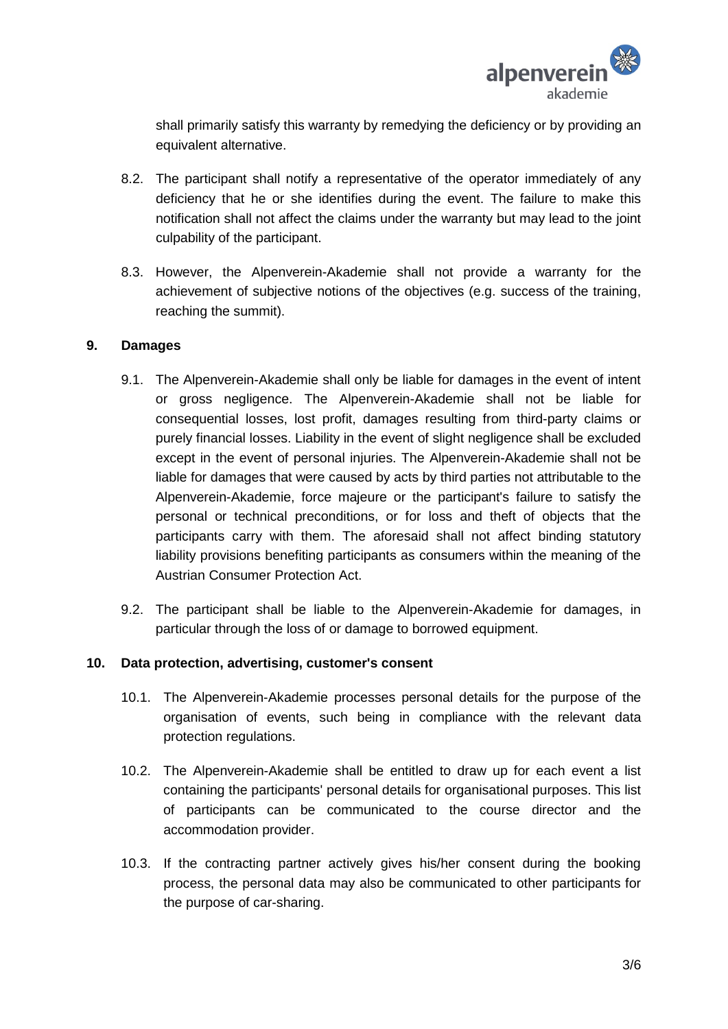shall primarily satisfy this warranty by remedying the deficiency or by providing an equivalent alternative.

8.2. The participant shall notify a representative of the operator immediately of any deficiency that he or she identifies during the event. The failure to make this notification shall not affect the claims under the warranty but may lead to the joint culpability of the participant.

8.3. However, the Alpenverein-Akademie shall not provide a warranty for the achievement of subjective notions of the objectives (e.g. success of the training, reaching the summit).

## 9. Damages

9.1. The Alpenverein-Akademie shall only be liable for damages in the event of intent or gross negligence. The Alpenverein-Akademie shall not be liable for consequential losses, lost profit, damages resulting from third-party claims or purely financial losses. Liability in the event of slight negligence shall be excluded except in the event of personal injuries. The Alpenverein-Akademie shall not be liable for damages that were caused by acts by third parties not attributable to the Alpenverein-Akademie, force majeure or the participant's failure to satisfy the personal or technical preconditions, or for loss and theft of objects that the participants carry with them. The aforesaid shall not affect binding statutory liability provisions benefiting participants as consumers within the meaning of the Austrian Consumer Protection Act.

9.2. The participant shall be liable to the Alpenverein-Akademie for damages, in particular through the loss of or damage to borrowed equipment.

## 10. Data protection, advertising, customer's consent

10.1. The Alpenverein-Akademie processes personal details for the purpose of the organisation of events, such being in compliance with the relevant data protection regulations.

10.2. The Alpenverein-Akademie shall be entitled to draw up for each event a list containing the participants' personal details for organisational purposes. This list of participants can be communicated to the course director and the accommodation provider.

10.3. If the contracting partner actively gives his/her consent during the booking process, the personal data may also be communicated to other participants for the purpose of car-sharing.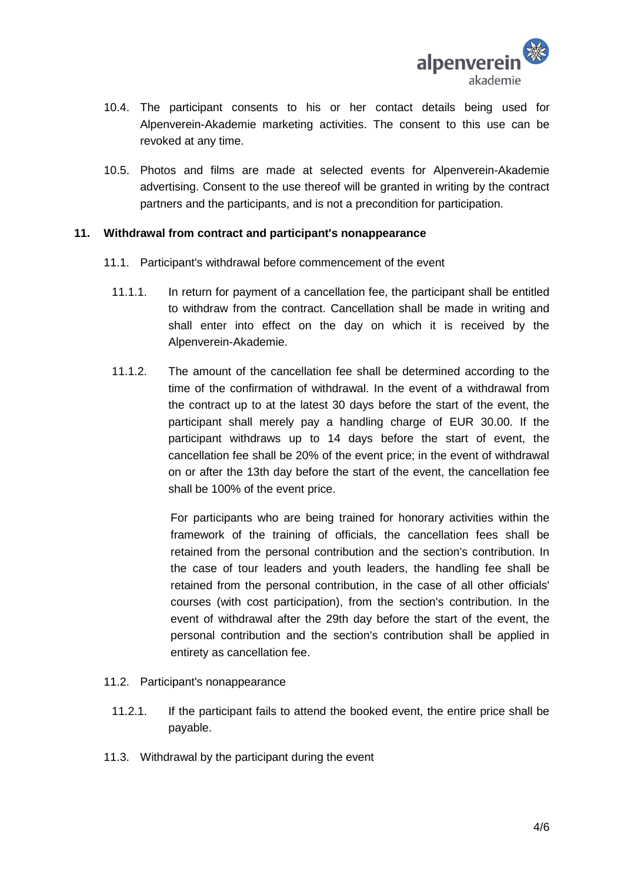10.4. The participant consents to his or her contact details being used for Alpenverein-Akademie marketing activities. The consent to this use can be revoked at any time.

10.5. Photos and films are made at selected events for Alpenverein-Akademie advertising. Consent to the use thereof will be granted in writing by the contract partners and the participants, and is not a precondition for participation.

## 11. Withdrawal from contract and participant's nonappearance

11.1. Participant's withdrawal before commencement of the event

11.1.1. In return for payment of a cancellation fee, the participant shall be entitled to withdraw from the contract. Cancellation shall be made in writing and shall enter into effect on the day on which it is received by the Alpenverein-Akademie.

11.1.2. The amount of the cancellation fee shall be determined according to the time of the confirmation of withdrawal. In the event of a withdrawal from the contract up to at the latest 30 days before the start of the event, the participant shall merely pay a handling charge of EUR 30.00. If the participant withdraws up to 14 days before the start of event, the cancellation fee shall be 20% of the event price; in the event of withdrawal on or after the 13th day before the start of the event, the cancellation fee shall be 100% of the event price.

For participants who are being trained for honorary activities within the framework of the training of officials, the cancellation fees shall be retained from the personal contribution and the section's contribution. In the case of tour leaders and youth leaders, the handling fee shall be retained from the personal contribution, in the case of all other officials' courses (with cost participation), from the section's contribution. In the event of withdrawal after the 29th day before the start of the event, the personal contribution and the section's contribution shall be applied in entirety as cancellation fee.

11.2. Participant's nonappearance

11.2.1. If the participant fails to attend the booked event, the entire price shall be payable.

11.3. Withdrawal by the participant during the event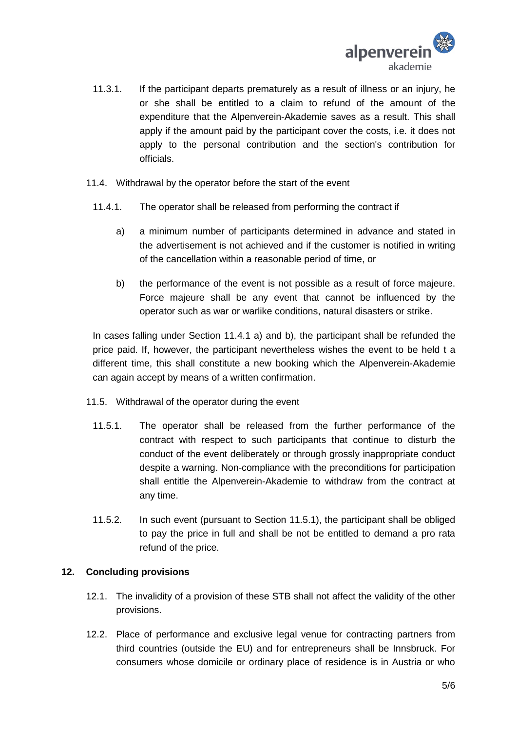11.3.1. If the participant departs prematurely as a result of illness or an injury, he or she shall be entitled to a claim to refund of the amount of the expenditure that the Alpenverein-Akademie saves as a result. This shall apply if the amount paid by the participant cover the costs, i.e. it does not apply to the personal contribution and the section's contribution for officials.

11.4. Withdrawal by the operator before the start of the event

11.4.1. The operator shall be released from performing the contract if

a) a minimum number of participants determined in advance and stated in the advertisement is not achieved and if the customer is notified in writing of the cancellation within a reasonable period of time, or

b) the performance of the event is not possible as a result of force majeure. Force majeure shall be any event that cannot be influenced by the operator such as war or warlike conditions, natural disasters or strike.

In cases falling under Section 11.4.1 a) and b), the participant shall be refunded the price paid. If, however, the participant nevertheless wishes the event to be held t a different time, this shall constitute a new booking which the Alpenverein-Akademie can again accept by means of a written confirmation.

11.5. Withdrawal of the operator during the event

11.5.1. The operator shall be released from the further performance of the contract with respect to such participants that continue to disturb the conduct of the event deliberately or through grossly inappropriate conduct despite a warning. Non-compliance with the preconditions for participation shall entitle the Alpenverein-Akademie to withdraw from the contract at any time.

11.5.2. In such event (pursuant to Section 11.5.1), the participant shall be obliged to pay the price in full and shall be not be entitled to demand a pro rata refund of the price.

## 12. Concluding provisions

12.1. The invalidity of a provision of these STB shall not affect the validity of the other provisions.

12.2. Place of performance and exclusive legal venue for contracting partners from third countries (outside the EU) and for entrepreneurs shall be Innsbruck. For consumers whose domicile or ordinary place of residence is in Austria or who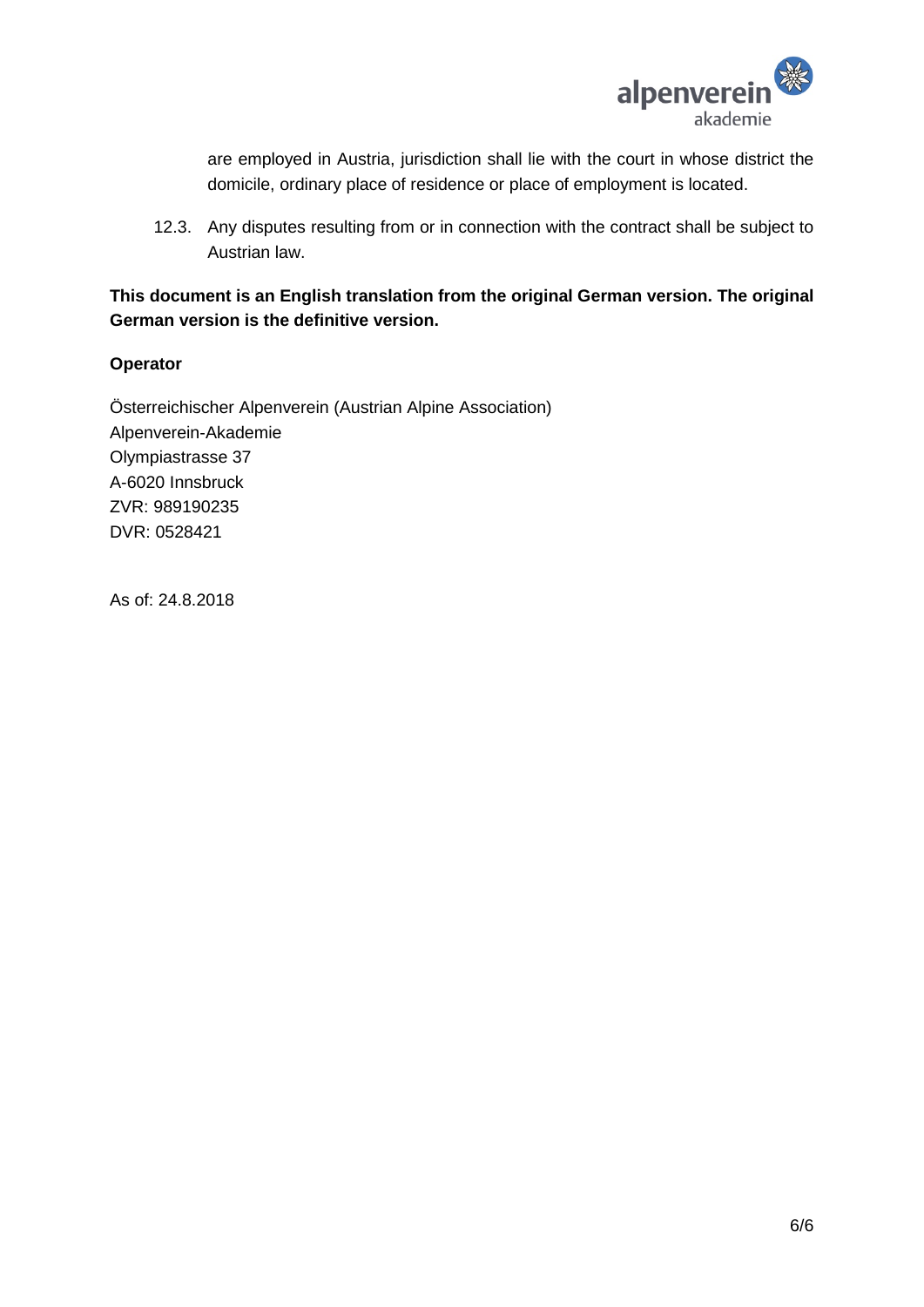are employed in Austria, jurisdiction shall lie with the court in whose district the domicile, ordinary place of residence or place of employment is located.

12.3. Any disputes resulting from or in connection with the contract shall be subject to Austrian law.

**This document is an English translation from the original German version. The original German version is the definitive version.**

**Operator**

Österreichischer Alpenverein (Austrian Alpine Association)
Alpenverein-Akademie
Olympiastrasse 37
A-6020 Innsbruck
ZVR: 989190235
DVR: 0528421

As of: 24.8.2018